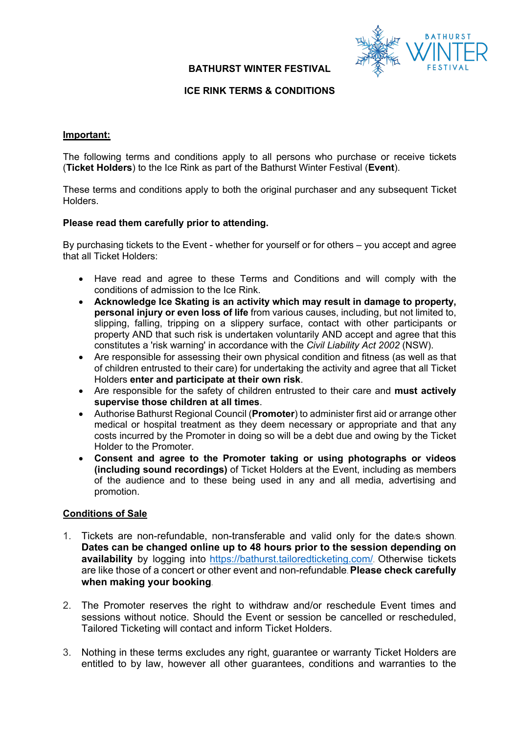# BATHURST WINTER FESTIVAL

## ICE RINK TERMS & CONDITIONS

**Important:**

The following terms and conditions apply to all persons who purchase or receive tickets (**Ticket Holders**) to the Ice Rink as part of the Bathurst Winter Festival (**Event**).

These terms and conditions apply to both the original purchaser and any subsequent Ticket Holders.

**Please read them carefully prior to attending.**

By purchasing tickets to the Event - whether for yourself or for others – you accept and agree that all Ticket Holders:

- Have read and agree to these Terms and Conditions and will comply with the conditions of admission to the Ice Rink.
- **Acknowledge Ice Skating is an activity which may result in damage to property, personal injury or even loss of life** from various causes, including, but not limited to, slipping, falling, tripping on a slippery surface, contact with other participants or property AND that such risk is undertaken voluntarily AND accept and agree that this constitutes a 'risk warning' in accordance with the *Civil Liability Act 2002* (NSW).
- Are responsible for assessing their own physical condition and fitness (as well as that of children entrusted to their care) for undertaking the activity and agree that all Ticket Holders **enter and participate at their own risk**.
- Are responsible for the safety of children entrusted to their care and **must actively supervise those children at all times**.
- Authorise Bathurst Regional Council (**Promoter**) to administer first aid or arrange other medical or hospital treatment as they deem necessary or appropriate and that any costs incurred by the Promoter in doing so will be a debt due and owing by the Ticket Holder to the Promoter.
- **Consent and agree to the Promoter taking or using photographs or videos (including sound recordings)** of Ticket Holders at the Event, including as members of the audience and to these being used in any and all media, advertising and promotion.

**Conditions of Sale**

1. Tickets are non-refundable, non-transferable and valid only for the date/s shown. **Dates can be changed online up to 48 hours prior to the session depending on availability** by logging into https://bathurst.tailoredticketing.com/. Otherwise tickets are like those of a concert or other event and non-refundable. **Please check carefully when making your booking**.

2. The Promoter reserves the right to withdraw and/or reschedule Event times and sessions without notice. Should the Event or session be cancelled or rescheduled, Tailored Ticketing will contact and inform Ticket Holders.

3. Nothing in these terms excludes any right, guarantee or warranty Ticket Holders are entitled to by law, however all other guarantees, conditions and warranties to the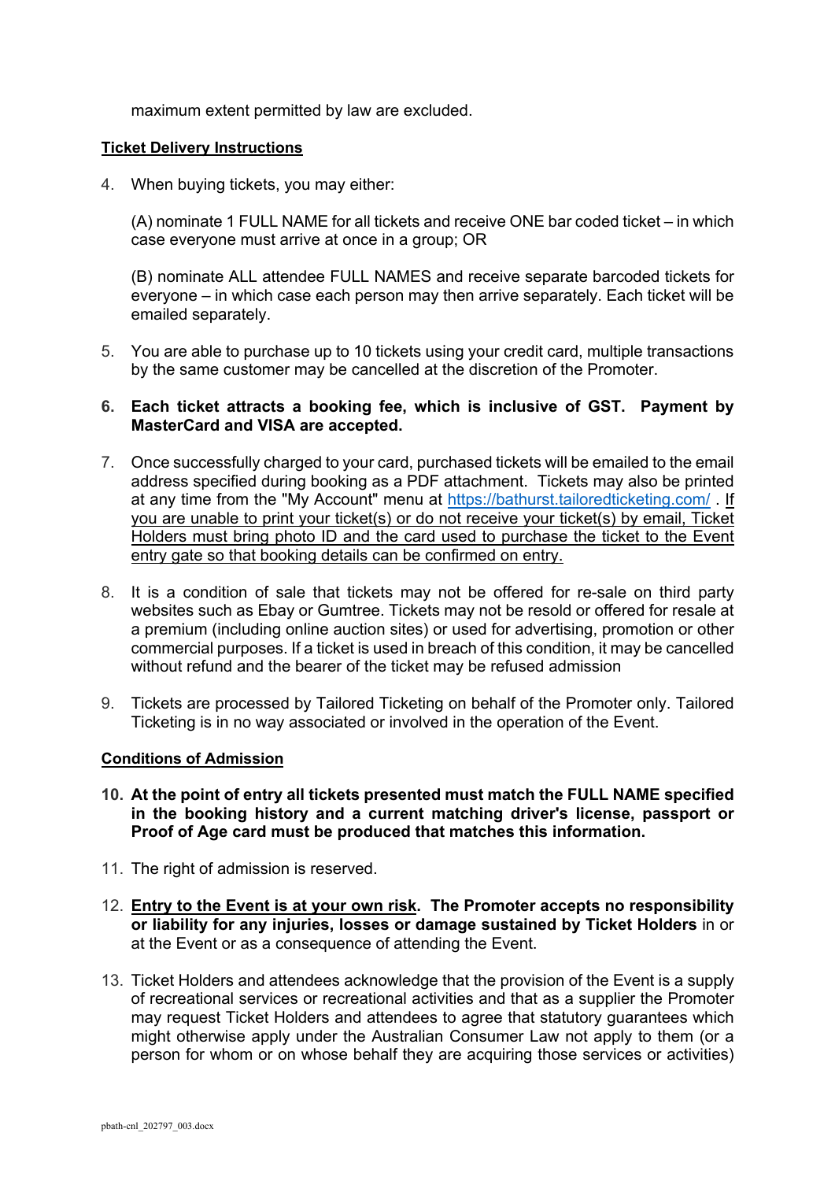maximum extent permitted by law are excluded.

**Ticket Delivery Instructions**

4. When buying tickets, you may either:

   (A) nominate 1 FULL NAME for all tickets and receive ONE bar coded ticket – in which case everyone must arrive at once in a group; OR

   (B) nominate ALL attendee FULL NAMES and receive separate barcoded tickets for everyone – in which case each person may then arrive separately. Each ticket will be emailed separately.

5. You are able to purchase up to 10 tickets using your credit card, multiple transactions by the same customer may be cancelled at the discretion of the Promoter.

6. **Each ticket attracts a booking fee, which is inclusive of GST. Payment by MasterCard and VISA are accepted.**

7. Once successfully charged to your card, purchased tickets will be emailed to the email address specified during booking as a PDF attachment. Tickets may also be printed at any time from the "My Account" menu at https://bathurst.tailoredticketing.com/ . If you are unable to print your ticket(s) or do not receive your ticket(s) by email, Ticket Holders must bring photo ID and the card used to purchase the ticket to the Event entry gate so that booking details can be confirmed on entry.

8. It is a condition of sale that tickets may not be offered for re-sale on third party websites such as Ebay or Gumtree. Tickets may not be resold or offered for resale at a premium (including online auction sites) or used for advertising, promotion or other commercial purposes. If a ticket is used in breach of this condition, it may be cancelled without refund and the bearer of the ticket may be refused admission

9. Tickets are processed by Tailored Ticketing on behalf of the Promoter only. Tailored Ticketing is in no way associated or involved in the operation of the Event.

**Conditions of Admission**

10. **At the point of entry all tickets presented must match the FULL NAME specified in the booking history and a current matching driver's license, passport or Proof of Age card must be produced that matches this information.**

11. The right of admission is reserved.

12. **Entry to the Event is at your own risk. The Promoter accepts no responsibility or liability for any injuries, losses or damage sustained by Ticket Holders** in or at the Event or as a consequence of attending the Event.

13. Ticket Holders and attendees acknowledge that the provision of the Event is a supply of recreational services or recreational activities and that as a supplier the Promoter may request Ticket Holders and attendees to agree that statutory guarantees which might otherwise apply under the Australian Consumer Law not apply to them (or a person for whom or on whose behalf they are acquiring those services or activities)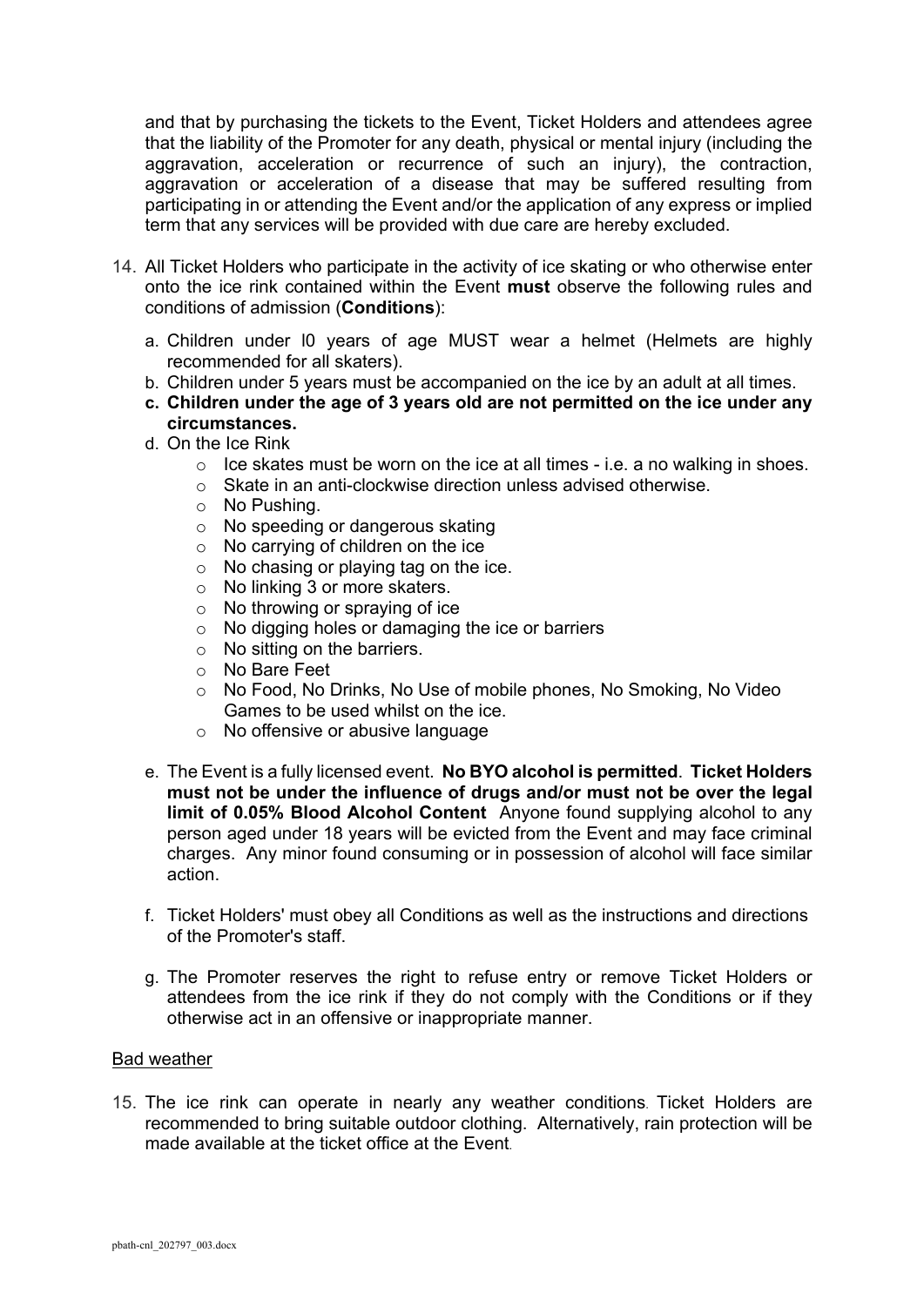and that by purchasing the tickets to the Event, Ticket Holders and attendees agree that the liability of the Promoter for any death, physical or mental injury (including the aggravation, acceleration or recurrence of such an injury), the contraction, aggravation or acceleration of a disease that may be suffered resulting from participating in or attending the Event and/or the application of any express or implied term that any services will be provided with due care are hereby excluded.

14. All Ticket Holders who participate in the activity of ice skating or who otherwise enter onto the ice rink contained within the Event **must** observe the following rules and conditions of admission (**Conditions**):

    a. Children under l0 years of age MUST wear a helmet (Helmets are highly recommended for all skaters).

    b. Children under 5 years must be accompanied on the ice by an adult at all times.

    c. **Children under the age of 3 years old are not permitted on the ice under any circumstances.**

    d. On the Ice Rink
        - Ice skates must be worn on the ice at all times - i.e. a no walking in shoes.
        - Skate in an anti-clockwise direction unless advised otherwise.
        - No Pushing.
        - No speeding or dangerous skating
        - No carrying of children on the ice
        - No chasing or playing tag on the ice.
        - No linking 3 or more skaters.
        - No throwing or spraying of ice
        - No digging holes or damaging the ice or barriers
        - No sitting on the barriers.
        - No Bare Feet
        - No Food, No Drinks, No Use of mobile phones, No Smoking, No Video Games to be used whilst on the ice.
        - No offensive or abusive language

    e. The Event is a fully licensed event. **No BYO alcohol is permitted**. **Ticket Holders must not be under the influence of drugs and/or must not be over the legal limit of 0.05% Blood Alcohol Content** Anyone found supplying alcohol to any person aged under 18 years will be evicted from the Event and may face criminal charges. Any minor found consuming or in possession of alcohol will face similar action.

    f. Ticket Holders' must obey all Conditions as well as the instructions and directions of the Promoter's staff.

    g. The Promoter reserves the right to refuse entry or remove Ticket Holders or attendees from the ice rink if they do not comply with the Conditions or if they otherwise act in an offensive or inappropriate manner.

<u>Bad weather</u>

15. The ice rink can operate in nearly any weather conditions. Ticket Holders are recommended to bring suitable outdoor clothing. Alternatively, rain protection will be made available at the ticket office at the Event.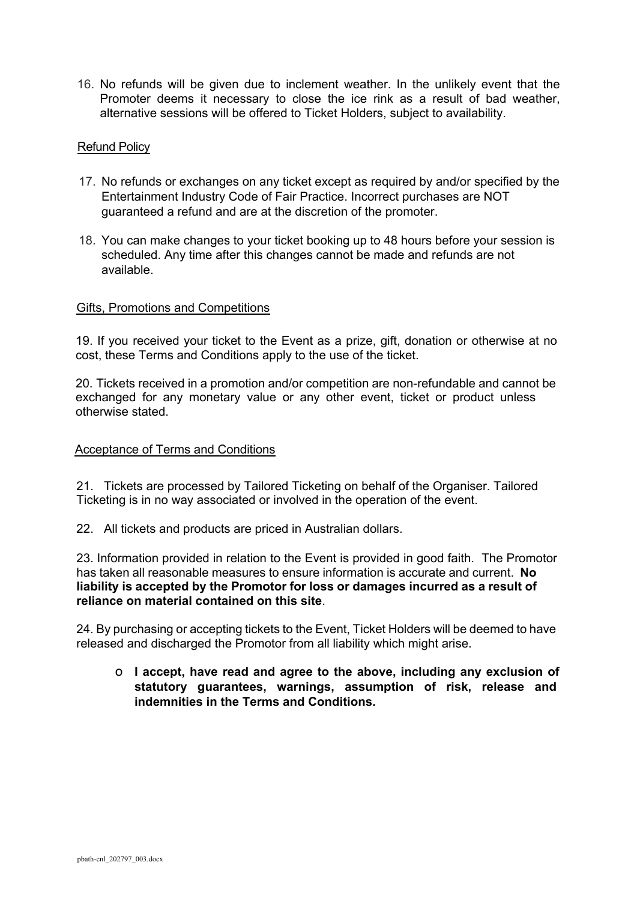16. No refunds will be given due to inclement weather. In the unlikely event that the Promoter deems it necessary to close the ice rink as a result of bad weather, alternative sessions will be offered to Ticket Holders, subject to availability.

## Refund Policy

17. No refunds or exchanges on any ticket except as required by and/or specified by the Entertainment Industry Code of Fair Practice. Incorrect purchases are NOT guaranteed a refund and are at the discretion of the promoter.

18. You can make changes to your ticket booking up to 48 hours before your session is scheduled. Any time after this changes cannot be made and refunds are not available.

## Gifts, Promotions and Competitions

19. If you received your ticket to the Event as a prize, gift, donation or otherwise at no cost, these Terms and Conditions apply to the use of the ticket.

20. Tickets received in a promotion and/or competition are non-refundable and cannot be exchanged for any monetary value or any other event, ticket or product unless otherwise stated.

## Acceptance of Terms and Conditions

21. Tickets are processed by Tailored Ticketing on behalf of the Organiser. Tailored Ticketing is in no way associated or involved in the operation of the event.

22. All tickets and products are priced in Australian dollars.

23. Information provided in relation to the Event is provided in good faith. The Promotor has taken all reasonable measures to ensure information is accurate and current. **No liability is accepted by the Promotor for loss or damages incurred as a result of reliance on material contained on this site**.

24. By purchasing or accepting tickets to the Event, Ticket Holders will be deemed to have released and discharged the Promotor from all liability which might arise.

- **I accept, have read and agree to the above, including any exclusion of statutory guarantees, warnings, assumption of risk, release and indemnities in the Terms and Conditions.**

pbath-cnl_202797_003.docx